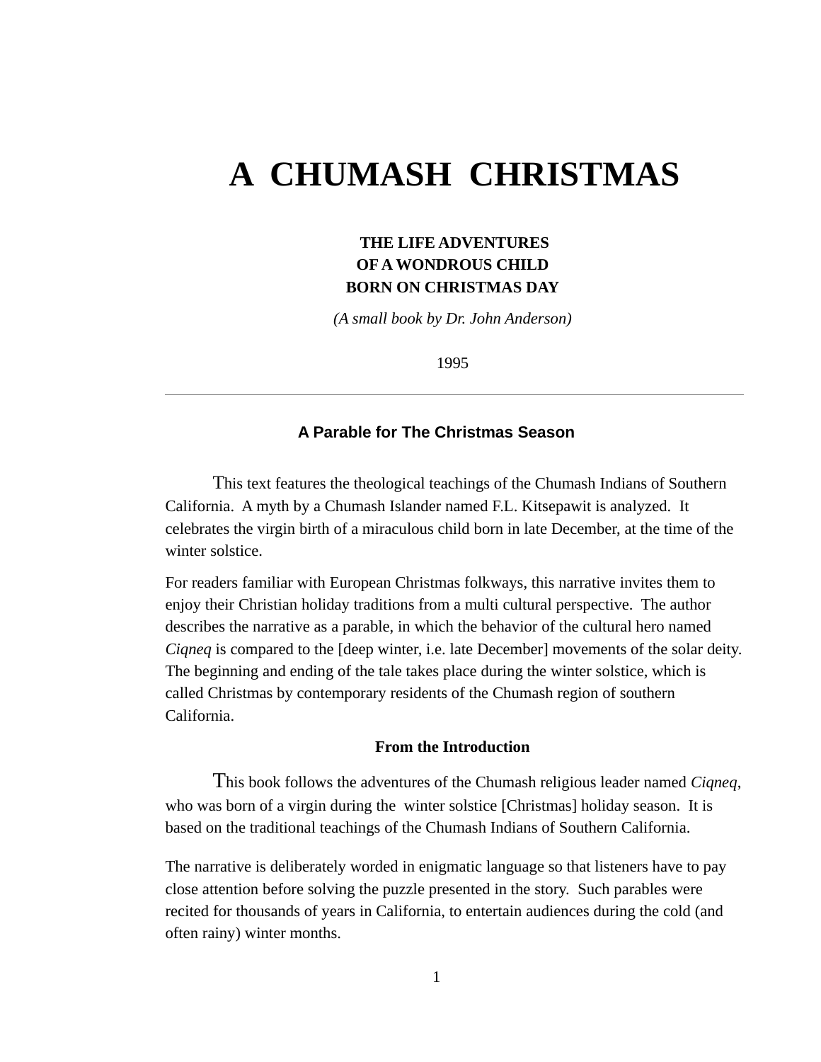# A CHUMASH CHRISTMAS

**THE LIFE ADVENTURES**
**OF A WONDROUS CHILD**
**BORN ON CHRISTMAS DAY**

*(A small book by Dr. John Anderson)*

1995

---

## A Parable for The Christmas Season

This text features the theological teachings of the Chumash Indians of Southern California. A myth by a Chumash Islander named F.L. Kitsepawit is analyzed. It celebrates the virgin birth of a miraculous child born in late December, at the time of the winter solstice.

For readers familiar with European Christmas folkways, this narrative invites them to enjoy their Christian holiday traditions from a multi cultural perspective. The author describes the narrative as a parable, in which the behavior of the cultural hero named *Ciqneq* is compared to the [deep winter, i.e. late December] movements of the solar deity. The beginning and ending of the tale takes place during the winter solstice, which is called Christmas by contemporary residents of the Chumash region of southern California.

### From the Introduction

This book follows the adventures of the Chumash religious leader named *Ciqneq*, who was born of a virgin during the winter solstice [Christmas] holiday season. It is based on the traditional teachings of the Chumash Indians of Southern California.

The narrative is deliberately worded in enigmatic language so that listeners have to pay close attention before solving the puzzle presented in the story. Such parables were recited for thousands of years in California, to entertain audiences during the cold (and often rainy) winter months.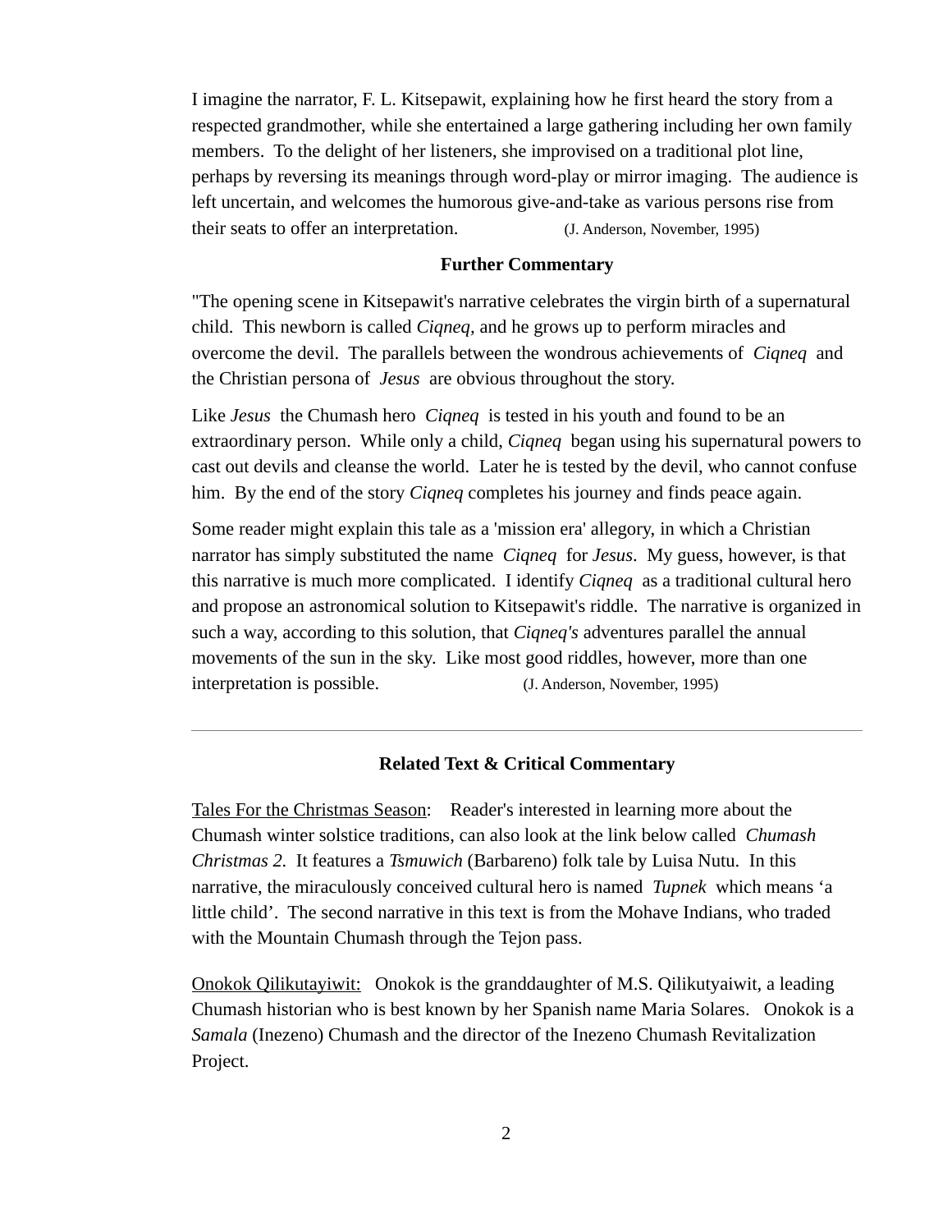I imagine the narrator, F. L. Kitsepawit, explaining how he first heard the story from a respected grandmother, while she entertained a large gathering including her own family members. To the delight of her listeners, she improvised on a traditional plot line, perhaps by reversing its meanings through word-play or mirror imaging. The audience is left uncertain, and welcomes the humorous give-and-take as various persons rise from their seats to offer an interpretation. (J. Anderson, November, 1995)

### Further Commentary

"The opening scene in Kitsepawit's narrative celebrates the virgin birth of a supernatural child. This newborn is called *Ciqneq,* and he grows up to perform miracles and overcome the devil. The parallels between the wondrous achievements of *Ciqneq* and the Christian persona of *Jesus* are obvious throughout the story.

Like *Jesus* the Chumash hero *Ciqneq* is tested in his youth and found to be an extraordinary person. While only a child, *Ciqneq* began using his supernatural powers to cast out devils and cleanse the world. Later he is tested by the devil, who cannot confuse him. By the end of the story *Ciqneq* completes his journey and finds peace again.

Some reader might explain this tale as a 'mission era' allegory, in which a Christian narrator has simply substituted the name *Ciqneq* for *Jesus*. My guess, however, is that this narrative is much more complicated. I identify *Ciqneq* as a traditional cultural hero and propose an astronomical solution to Kitsepawit's riddle. The narrative is organized in such a way, according to this solution, that *Ciqneq's* adventures parallel the annual movements of the sun in the sky. Like most good riddles, however, more than one interpretation is possible. (J. Anderson, November, 1995)

---

### Related Text & Critical Commentary

<u>Tales For the Christmas Season</u>: Reader's interested in learning more about the Chumash winter solstice traditions, can also look at the link below called *Chumash Christmas 2*. It features a *Tsmuwich* (Barbareno) folk tale by Luisa Nutu. In this narrative, the miraculously conceived cultural hero is named *Tupnek* which means 'a little child'. The second narrative in this text is from the Mohave Indians, who traded with the Mountain Chumash through the Tejon pass.

<u>Onokok Qilikutayiwit:</u> Onokok is the granddaughter of M.S. Qilikutyaiwit, a leading Chumash historian who is best known by her Spanish name Maria Solares. Onokok is a *Samala* (Inezeno) Chumash and the director of the Inezeno Chumash Revitalization Project.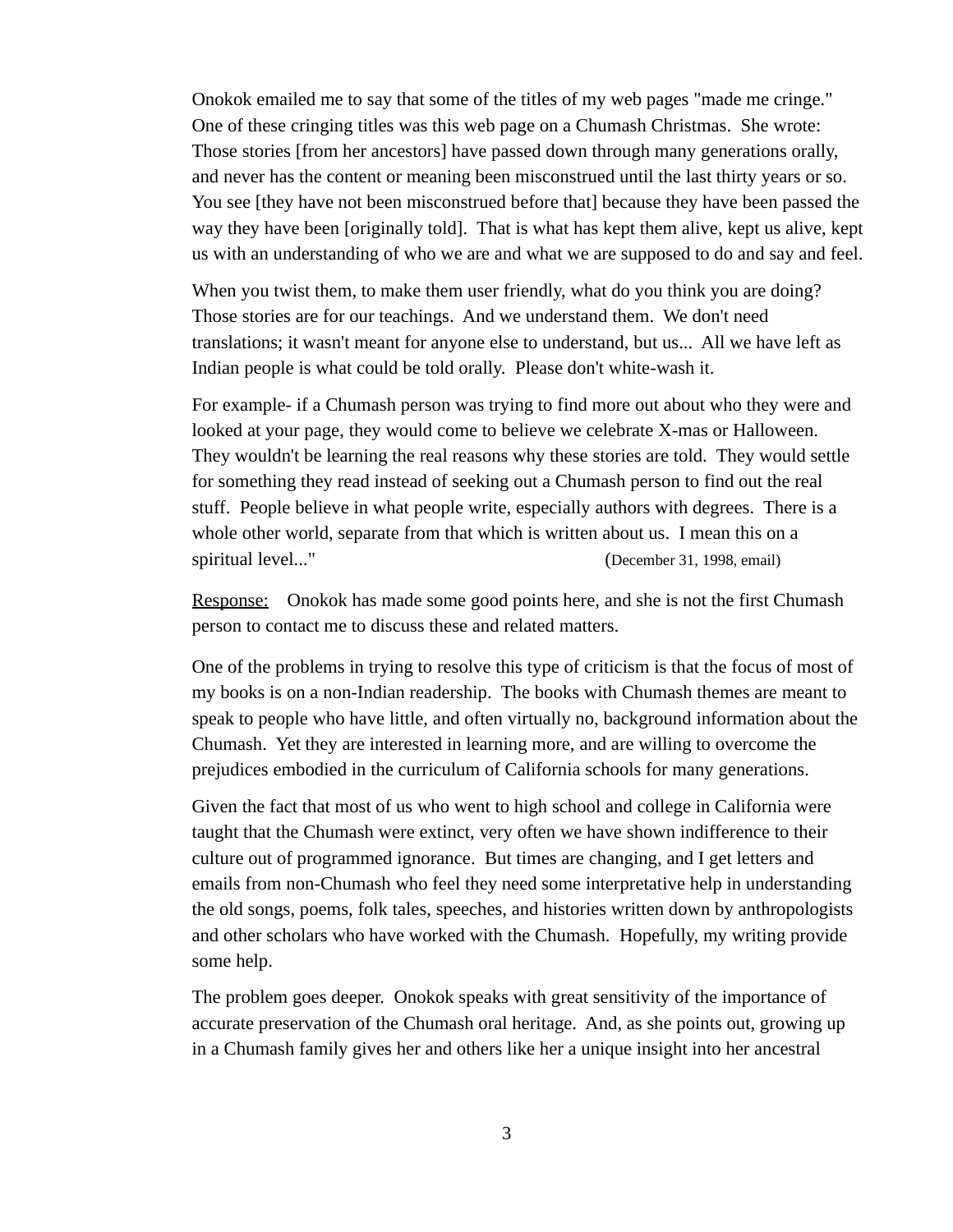Onokok emailed me to say that some of the titles of my web pages "made me cringe." One of these cringing titles was this web page on a Chumash Christmas. She wrote: Those stories [from her ancestors] have passed down through many generations orally, and never has the content or meaning been misconstrued until the last thirty years or so. You see [they have not been misconstrued before that] because they have been passed the way they have been [originally told]. That is what has kept them alive, kept us alive, kept us with an understanding of who we are and what we are supposed to do and say and feel.

When you twist them, to make them user friendly, what do you think you are doing? Those stories are for our teachings. And we understand them. We don't need translations; it wasn't meant for anyone else to understand, but us... All we have left as Indian people is what could be told orally. Please don't white-wash it.

For example- if a Chumash person was trying to find more out about who they were and looked at your page, they would come to believe we celebrate X-mas or Halloween. They wouldn't be learning the real reasons why these stories are told. They would settle for something they read instead of seeking out a Chumash person to find out the real stuff. People believe in what people write, especially authors with degrees. There is a whole other world, separate from that which is written about us. I mean this on a spiritual level..." (December 31, 1998, email)

Response: Onokok has made some good points here, and she is not the first Chumash person to contact me to discuss these and related matters.

One of the problems in trying to resolve this type of criticism is that the focus of most of my books is on a non-Indian readership. The books with Chumash themes are meant to speak to people who have little, and often virtually no, background information about the Chumash. Yet they are interested in learning more, and are willing to overcome the prejudices embodied in the curriculum of California schools for many generations.

Given the fact that most of us who went to high school and college in California were taught that the Chumash were extinct, very often we have shown indifference to their culture out of programmed ignorance. But times are changing, and I get letters and emails from non-Chumash who feel they need some interpretative help in understanding the old songs, poems, folk tales, speeches, and histories written down by anthropologists and other scholars who have worked with the Chumash. Hopefully, my writing provide some help.

The problem goes deeper. Onokok speaks with great sensitivity of the importance of accurate preservation of the Chumash oral heritage. And, as she points out, growing up in a Chumash family gives her and others like her a unique insight into her ancestral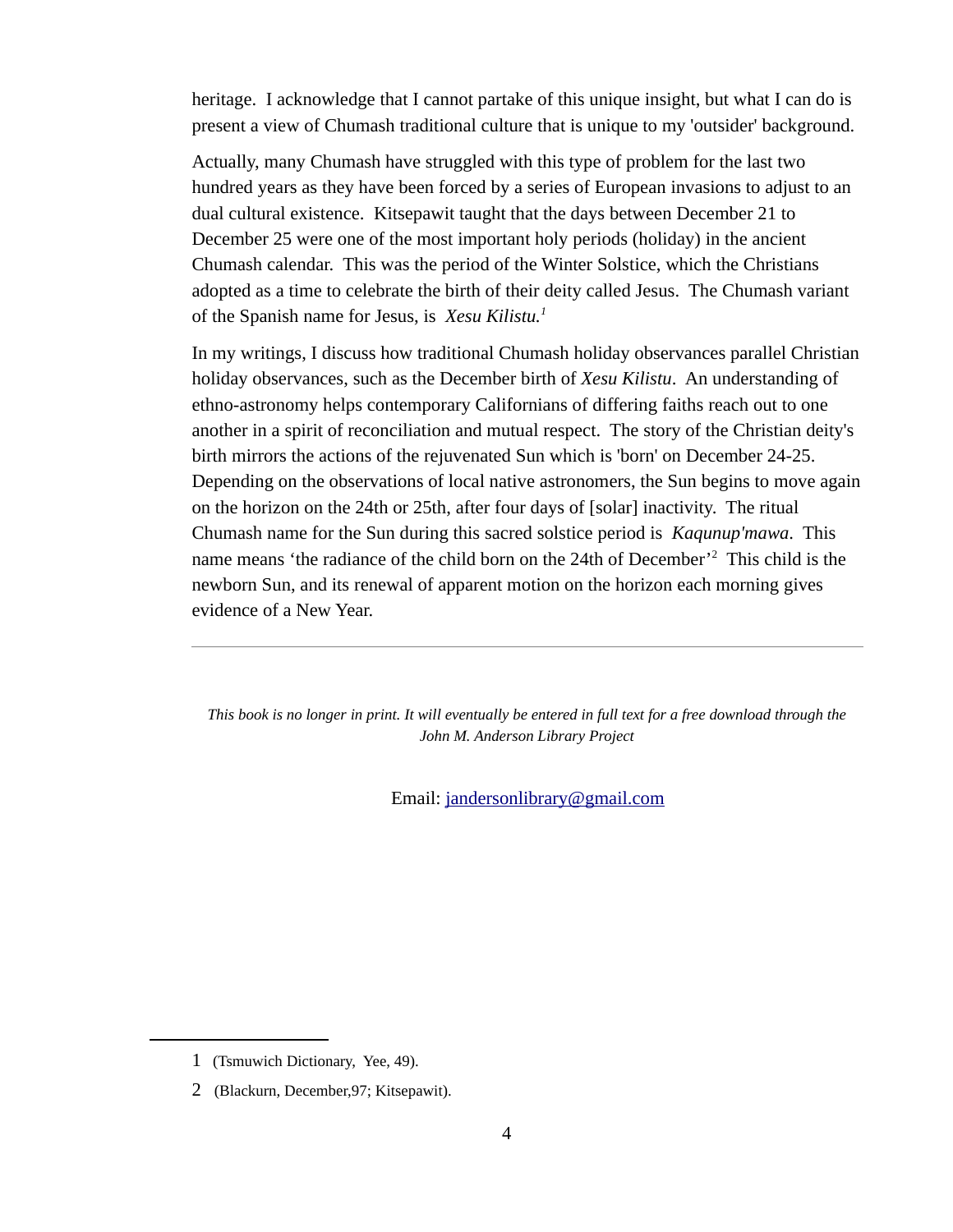heritage. I acknowledge that I cannot partake of this unique insight, but what I can do is present a view of Chumash traditional culture that is unique to my 'outsider' background.

Actually, many Chumash have struggled with this type of problem for the last two hundred years as they have been forced by a series of European invasions to adjust to an dual cultural existence. Kitsepawit taught that the days between December 21 to December 25 were one of the most important holy periods (holiday) in the ancient Chumash calendar. This was the period of the Winter Solstice, which the Christians adopted as a time to celebrate the birth of their deity called Jesus. The Chumash variant of the Spanish name for Jesus, is *Xesu Kilistu.*[1]

In my writings, I discuss how traditional Chumash holiday observances parallel Christian holiday observances, such as the December birth of *Xesu Kilistu*. An understanding of ethno-astronomy helps contemporary Californians of differing faiths reach out to one another in a spirit of reconciliation and mutual respect. The story of the Christian deity's birth mirrors the actions of the rejuvenated Sun which is 'born' on December 24-25. Depending on the observations of local native astronomers, the Sun begins to move again on the horizon on the 24th or 25th, after four days of [solar] inactivity. The ritual Chumash name for the Sun during this sacred solstice period is *Kaqunup'mawa*. This name means 'the radiance of the child born on the 24th of December'[2] This child is the newborn Sun, and its renewal of apparent motion on the horizon each morning gives evidence of a New Year.

---

*This book is no longer in print. It will eventually be entered in full text for a free download through the John M. Anderson Library Project*

Email: jandersonlibrary@gmail.com

1 (Tsmuwich Dictionary, Yee, 49).

2 (Blackurn, December,97; Kitsepawit).